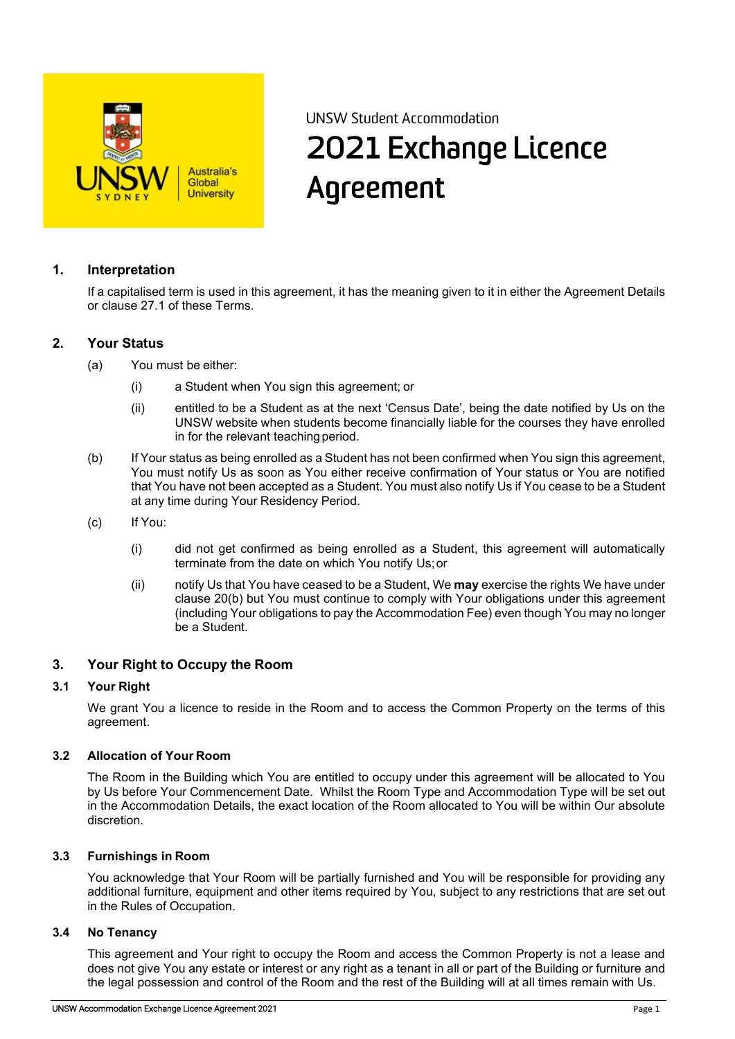UNSW Student Accommodation

# 2021 Exchange Licence Agreement

## 1. Interpretation

If a capitalised term is used in this agreement, it has the meaning given to it in either the Agreement Details or clause 27.1 of these Terms.

## 2. Your Status

(a) You must be either:

(i) a Student when You sign this agreement; or

(ii) entitled to be a Student as at the next 'Census Date', being the date notified by Us on the UNSW website when students become financially liable for the courses they have enrolled in for the relevant teaching period.

(b) If Your status as being enrolled as a Student has not been confirmed when You sign this agreement, You must notify Us as soon as You either receive confirmation of Your status or You are notified that You have not been accepted as a Student. You must also notify Us if You cease to be a Student at any time during Your Residency Period.

(c) If You:

(i) did not get confirmed as being enrolled as a Student, this agreement will automatically terminate from the date on which You notify Us; or

(ii) notify Us that You have ceased to be a Student, We **may** exercise the rights We have under clause 20(b) but You must continue to comply with Your obligations under this agreement (including Your obligations to pay the Accommodation Fee) even though You may no longer be a Student.

## 3. Your Right to Occupy the Room

### 3.1 Your Right

We grant You a licence to reside in the Room and to access the Common Property on the terms of this agreement.

### 3.2 Allocation of Your Room

The Room in the Building which You are entitled to occupy under this agreement will be allocated to You by Us before Your Commencement Date. Whilst the Room Type and Accommodation Type will be set out in the Accommodation Details, the exact location of the Room allocated to You will be within Our absolute discretion.

### 3.3 Furnishings in Room

You acknowledge that Your Room will be partially furnished and You will be responsible for providing any additional furniture, equipment and other items required by You, subject to any restrictions that are set out in the Rules of Occupation.

### 3.4 No Tenancy

This agreement and Your right to occupy the Room and access the Common Property is not a lease and does not give You any estate or interest or any right as a tenant in all or part of the Building or furniture and the legal possession and control of the Room and the rest of the Building will at all times remain with Us.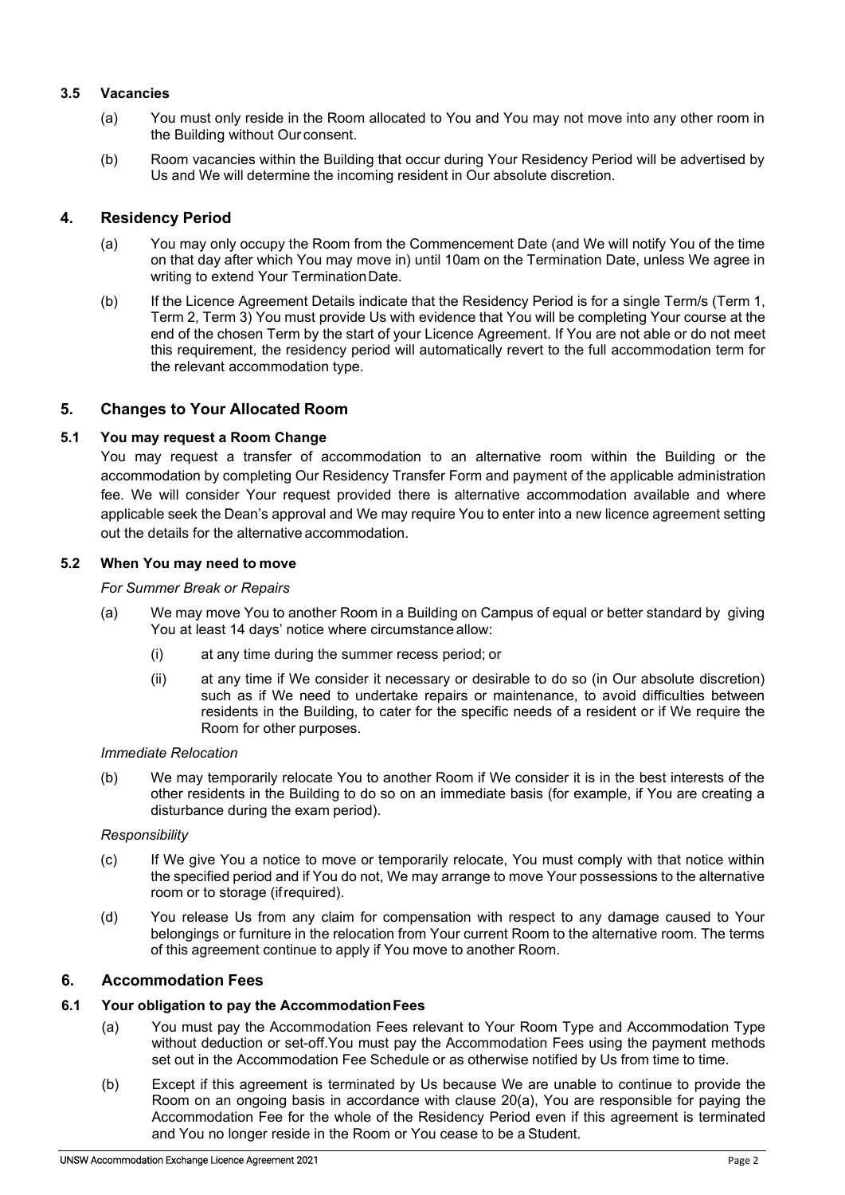### 3.5 Vacancies

(a) You must only reside in the Room allocated to You and You may not move into any other room in the Building without Our consent.

(b) Room vacancies within the Building that occur during Your Residency Period will be advertised by Us and We will determine the incoming resident in Our absolute discretion.

## 4. Residency Period

(a) You may only occupy the Room from the Commencement Date (and We will notify You of the time on that day after which You may move in) until 10am on the Termination Date, unless We agree in writing to extend Your Termination Date.

(b) If the Licence Agreement Details indicate that the Residency Period is for a single Term/s (Term 1, Term 2, Term 3) You must provide Us with evidence that You will be completing Your course at the end of the chosen Term by the start of your Licence Agreement. If You are not able or do not meet this requirement, the residency period will automatically revert to the full accommodation term for the relevant accommodation type.

## 5. Changes to Your Allocated Room

### 5.1 You may request a Room Change

You may request a transfer of accommodation to an alternative room within the Building or the accommodation by completing Our Residency Transfer Form and payment of the applicable administration fee. We will consider Your request provided there is alternative accommodation available and where applicable seek the Dean's approval and We may require You to enter into a new licence agreement setting out the details for the alternative accommodation.

### 5.2 When You may need to move

*For Summer Break or Repairs*

(a) We may move You to another Room in a Building on Campus of equal or better standard by giving You at least 14 days' notice where circumstance allow:

   (i) at any time during the summer recess period; or

   (ii) at any time if We consider it necessary or desirable to do so (in Our absolute discretion) such as if We need to undertake repairs or maintenance, to avoid difficulties between residents in the Building, to cater for the specific needs of a resident or if We require the Room for other purposes.

*Immediate Relocation*

(b) We may temporarily relocate You to another Room if We consider it is in the best interests of the other residents in the Building to do so on an immediate basis (for example, if You are creating a disturbance during the exam period).

*Responsibility*

(c) If We give You a notice to move or temporarily relocate, You must comply with that notice within the specified period and if You do not, We may arrange to move Your possessions to the alternative room or to storage (if required).

(d) You release Us from any claim for compensation with respect to any damage caused to Your belongings or furniture in the relocation from Your current Room to the alternative room. The terms of this agreement continue to apply if You move to another Room.

## 6. Accommodation Fees

### 6.1 Your obligation to pay the Accommodation Fees

(a) You must pay the Accommodation Fees relevant to Your Room Type and Accommodation Type without deduction or set-off. You must pay the Accommodation Fees using the payment methods set out in the Accommodation Fee Schedule or as otherwise notified by Us from time to time.

(b) Except if this agreement is terminated by Us because We are unable to continue to provide the Room on an ongoing basis in accordance with clause 20(a), You are responsible for paying the Accommodation Fee for the whole of the Residency Period even if this agreement is terminated and You no longer reside in the Room or You cease to be a Student.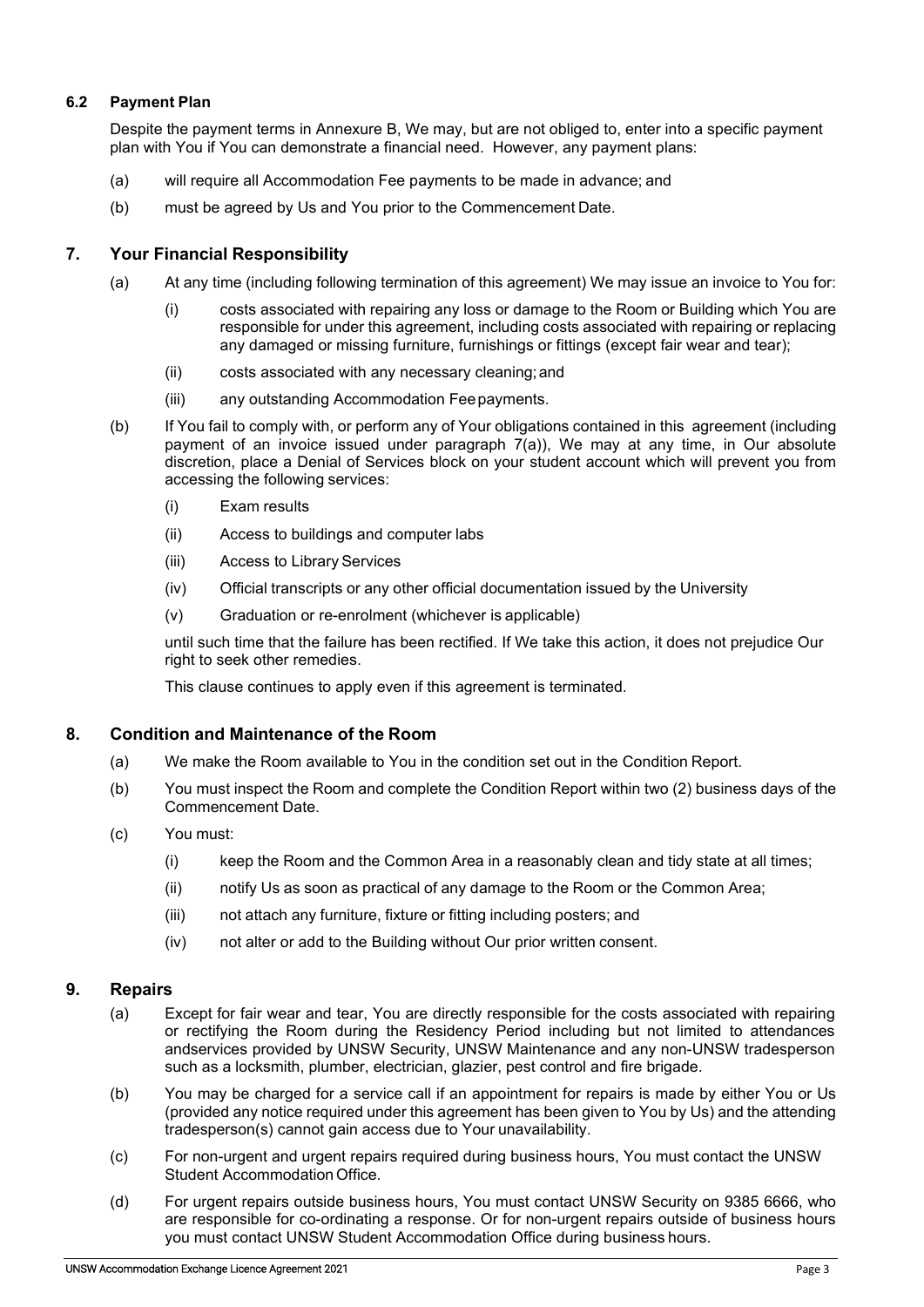### 6.2 Payment Plan

Despite the payment terms in Annexure B, We may, but are not obliged to, enter into a specific payment plan with You if You can demonstrate a financial need. However, any payment plans:

(a) will require all Accommodation Fee payments to be made in advance; and

(b) must be agreed by Us and You prior to the Commencement Date.

## 7. Your Financial Responsibility

(a) At any time (including following termination of this agreement) We may issue an invoice to You for:

  (i) costs associated with repairing any loss or damage to the Room or Building which You are responsible for under this agreement, including costs associated with repairing or replacing any damaged or missing furniture, furnishings or fittings (except fair wear and tear);

  (ii) costs associated with any necessary cleaning; and

  (iii) any outstanding Accommodation Fee payments.

(b) If You fail to comply with, or perform any of Your obligations contained in this agreement (including payment of an invoice issued under paragraph 7(a)), We may at any time, in Our absolute discretion, place a Denial of Services block on your student account which will prevent you from accessing the following services:

  (i) Exam results

  (ii) Access to buildings and computer labs

  (iii) Access to Library Services

  (iv) Official transcripts or any other official documentation issued by the University

  (v) Graduation or re-enrolment (whichever is applicable)

until such time that the failure has been rectified. If We take this action, it does not prejudice Our right to seek other remedies.

This clause continues to apply even if this agreement is terminated.

## 8. Condition and Maintenance of the Room

(a) We make the Room available to You in the condition set out in the Condition Report.

(b) You must inspect the Room and complete the Condition Report within two (2) business days of the Commencement Date.

(c) You must:

  (i) keep the Room and the Common Area in a reasonably clean and tidy state at all times;

  (ii) notify Us as soon as practical of any damage to the Room or the Common Area;

  (iii) not attach any furniture, fixture or fitting including posters; and

  (iv) not alter or add to the Building without Our prior written consent.

## 9. Repairs

(a) Except for fair wear and tear, You are directly responsible for the costs associated with repairing or rectifying the Room during the Residency Period including but not limited to attendances andservices provided by UNSW Security, UNSW Maintenance and any non-UNSW tradesperson such as a locksmith, plumber, electrician, glazier, pest control and fire brigade.

(b) You may be charged for a service call if an appointment for repairs is made by either You or Us (provided any notice required under this agreement has been given to You by Us) and the attending tradesperson(s) cannot gain access due to Your unavailability.

(c) For non-urgent and urgent repairs required during business hours, You must contact the UNSW Student Accommodation Office.

(d) For urgent repairs outside business hours, You must contact UNSW Security on 9385 6666, who are responsible for co-ordinating a response. Or for non-urgent repairs outside of business hours you must contact UNSW Student Accommodation Office during business hours.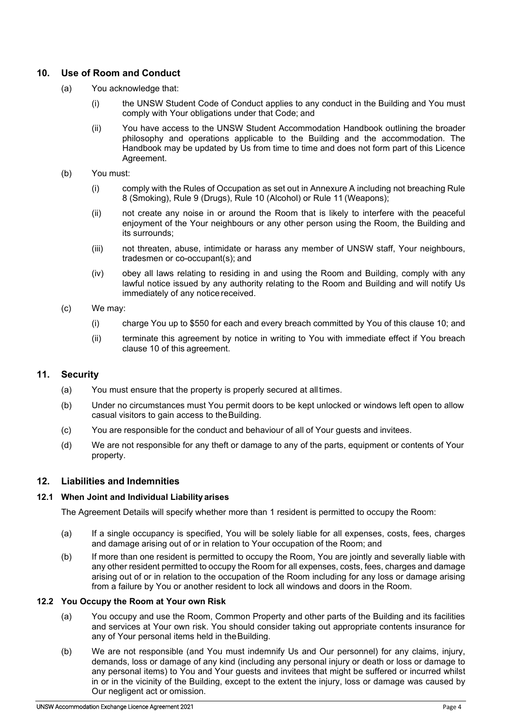## 10. Use of Room and Conduct

(a) You acknowledge that:

(i) the UNSW Student Code of Conduct applies to any conduct in the Building and You must comply with Your obligations under that Code; and

(ii) You have access to the UNSW Student Accommodation Handbook outlining the broader philosophy and operations applicable to the Building and the accommodation. The Handbook may be updated by Us from time to time and does not form part of this Licence Agreement.

(b) You must:

(i) comply with the Rules of Occupation as set out in Annexure A including not breaching Rule 8 (Smoking), Rule 9 (Drugs), Rule 10 (Alcohol) or Rule 11 (Weapons);

(ii) not create any noise in or around the Room that is likely to interfere with the peaceful enjoyment of the Your neighbours or any other person using the Room, the Building and its surrounds;

(iii) not threaten, abuse, intimidate or harass any member of UNSW staff, Your neighbours, tradesmen or co-occupant(s); and

(iv) obey all laws relating to residing in and using the Room and Building, comply with any lawful notice issued by any authority relating to the Room and Building and will notify Us immediately of any notice received.

(c) We may:

(i) charge You up to $550 for each and every breach committed by You of this clause 10; and

(ii) terminate this agreement by notice in writing to You with immediate effect if You breach clause 10 of this agreement.

## 11. Security

(a) You must ensure that the property is properly secured at all times.

(b) Under no circumstances must You permit doors to be kept unlocked or windows left open to allow casual visitors to gain access to the Building.

(c) You are responsible for the conduct and behaviour of all of Your guests and invitees.

(d) We are not responsible for any theft or damage to any of the parts, equipment or contents of Your property.

## 12. Liabilities and Indemnities

### 12.1 When Joint and Individual Liability arises

The Agreement Details will specify whether more than 1 resident is permitted to occupy the Room:

(a) If a single occupancy is specified, You will be solely liable for all expenses, costs, fees, charges and damage arising out of or in relation to Your occupation of the Room; and

(b) If more than one resident is permitted to occupy the Room, You are jointly and severally liable with any other resident permitted to occupy the Room for all expenses, costs, fees, charges and damage arising out of or in relation to the occupation of the Room including for any loss or damage arising from a failure by You or another resident to lock all windows and doors in the Room.

### 12.2 You Occupy the Room at Your own Risk

(a) You occupy and use the Room, Common Property and other parts of the Building and its facilities and services at Your own risk. You should consider taking out appropriate contents insurance for any of Your personal items held in the Building.

(b) We are not responsible (and You must indemnify Us and Our personnel) for any claims, injury, demands, loss or damage of any kind (including any personal injury or death or loss or damage to any personal items) to You and Your guests and invitees that might be suffered or incurred whilst in or in the vicinity of the Building, except to the extent the injury, loss or damage was caused by Our negligent act or omission.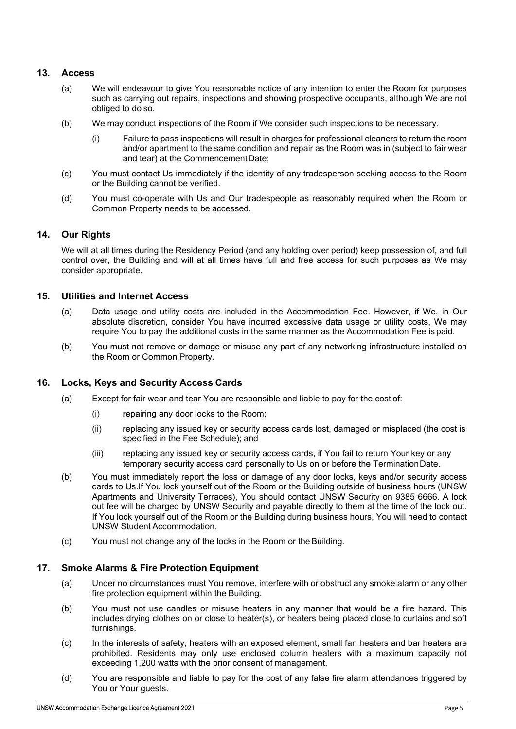## 13. Access

(a) We will endeavour to give You reasonable notice of any intention to enter the Room for purposes such as carrying out repairs, inspections and showing prospective occupants, although We are not obliged to do so.

(b) We may conduct inspections of the Room if We consider such inspections to be necessary.

(i) Failure to pass inspections will result in charges for professional cleaners to return the room and/or apartment to the same condition and repair as the Room was in (subject to fair wear and tear) at the Commencement Date;

(c) You must contact Us immediately if the identity of any tradesperson seeking access to the Room or the Building cannot be verified.

(d) You must co-operate with Us and Our tradespeople as reasonably required when the Room or Common Property needs to be accessed.

## 14. Our Rights

We will at all times during the Residency Period (and any holding over period) keep possession of, and full control over, the Building and will at all times have full and free access for such purposes as We may consider appropriate.

## 15. Utilities and Internet Access

(a) Data usage and utility costs are included in the Accommodation Fee. However, if We, in Our absolute discretion, consider You have incurred excessive data usage or utility costs, We may require You to pay the additional costs in the same manner as the Accommodation Fee is paid.

(b) You must not remove or damage or misuse any part of any networking infrastructure installed on the Room or Common Property.

## 16. Locks, Keys and Security Access Cards

(a) Except for fair wear and tear You are responsible and liable to pay for the cost of:

(i) repairing any door locks to the Room;

(ii) replacing any issued key or security access cards lost, damaged or misplaced (the cost is specified in the Fee Schedule); and

(iii) replacing any issued key or security access cards, if You fail to return Your key or any temporary security access card personally to Us on or before the Termination Date.

(b) You must immediately report the loss or damage of any door locks, keys and/or security access cards to Us.If You lock yourself out of the Room or the Building outside of business hours (UNSW Apartments and University Terraces), You should contact UNSW Security on 9385 6666. A lock out fee will be charged by UNSW Security and payable directly to them at the time of the lock out. If You lock yourself out of the Room or the Building during business hours, You will need to contact UNSW Student Accommodation.

(c) You must not change any of the locks in the Room or the Building.

## 17. Smoke Alarms & Fire Protection Equipment

(a) Under no circumstances must You remove, interfere with or obstruct any smoke alarm or any other fire protection equipment within the Building.

(b) You must not use candles or misuse heaters in any manner that would be a fire hazard. This includes drying clothes on or close to heater(s), or heaters being placed close to curtains and soft furnishings.

(c) In the interests of safety, heaters with an exposed element, small fan heaters and bar heaters are prohibited. Residents may only use enclosed column heaters with a maximum capacity not exceeding 1,200 watts with the prior consent of management.

(d) You are responsible and liable to pay for the cost of any false fire alarm attendances triggered by You or Your guests.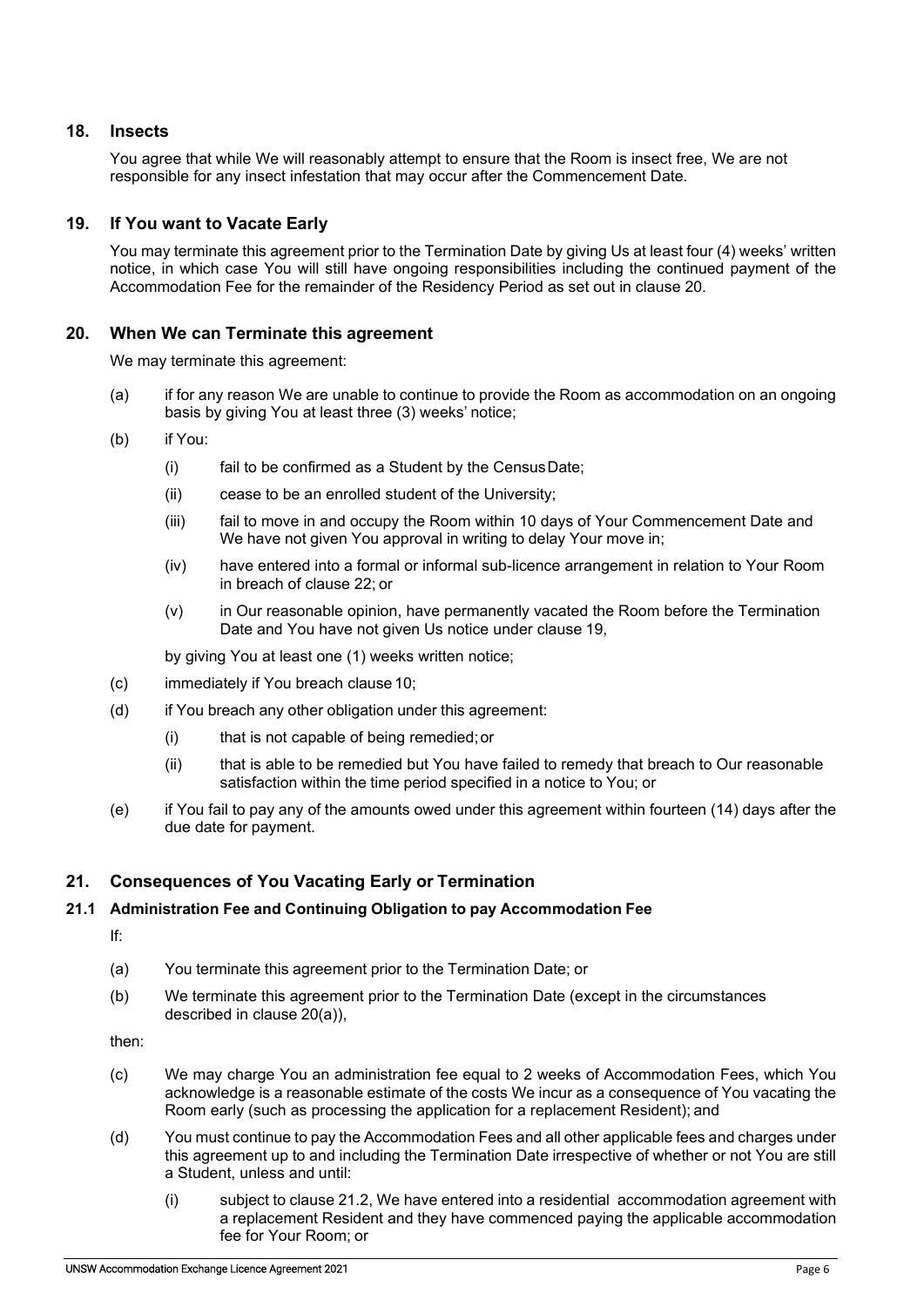## 18. Insects

You agree that while We will reasonably attempt to ensure that the Room is insect free, We are not responsible for any insect infestation that may occur after the Commencement Date.

## 19. If You want to Vacate Early

You may terminate this agreement prior to the Termination Date by giving Us at least four (4) weeks' written notice, in which case You will still have ongoing responsibilities including the continued payment of the Accommodation Fee for the remainder of the Residency Period as set out in clause 20.

## 20. When We can Terminate this agreement

We may terminate this agreement:

(a) if for any reason We are unable to continue to provide the Room as accommodation on an ongoing basis by giving You at least three (3) weeks' notice;

(b) if You:

(i) fail to be confirmed as a Student by the Census Date;

(ii) cease to be an enrolled student of the University;

(iii) fail to move in and occupy the Room within 10 days of Your Commencement Date and We have not given You approval in writing to delay Your move in;

(iv) have entered into a formal or informal sub-licence arrangement in relation to Your Room in breach of clause 22; or

(v) in Our reasonable opinion, have permanently vacated the Room before the Termination Date and You have not given Us notice under clause 19,

by giving You at least one (1) weeks written notice;

(c) immediately if You breach clause 10;

(d) if You breach any other obligation under this agreement:

(i) that is not capable of being remedied; or

(ii) that is able to be remedied but You have failed to remedy that breach to Our reasonable satisfaction within the time period specified in a notice to You; or

(e) if You fail to pay any of the amounts owed under this agreement within fourteen (14) days after the due date for payment.

## 21. Consequences of You Vacating Early or Termination

### 21.1 Administration Fee and Continuing Obligation to pay Accommodation Fee

If:

(a) You terminate this agreement prior to the Termination Date; or

(b) We terminate this agreement prior to the Termination Date (except in the circumstances described in clause 20(a)),

then:

(c) We may charge You an administration fee equal to 2 weeks of Accommodation Fees, which You acknowledge is a reasonable estimate of the costs We incur as a consequence of You vacating the Room early (such as processing the application for a replacement Resident); and

(d) You must continue to pay the Accommodation Fees and all other applicable fees and charges under this agreement up to and including the Termination Date irrespective of whether or not You are still a Student, unless and until:

(i) subject to clause 21.2, We have entered into a residential accommodation agreement with a replacement Resident and they have commenced paying the applicable accommodation fee for Your Room; or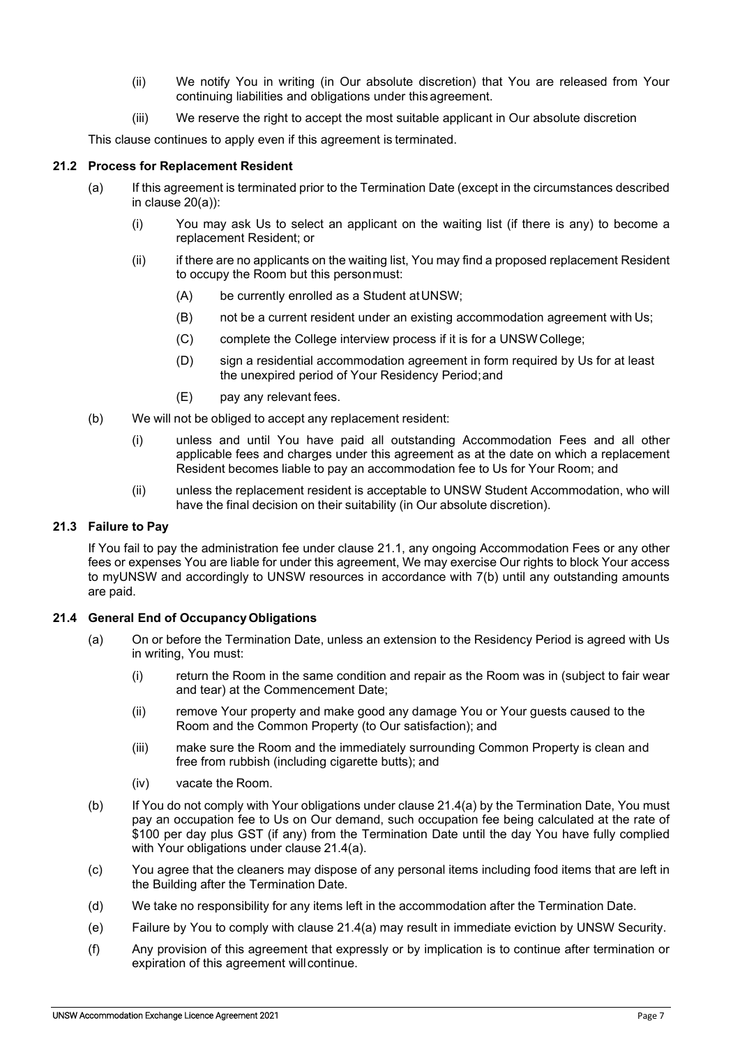(ii) We notify You in writing (in Our absolute discretion) that You are released from Your continuing liabilities and obligations under this agreement.

(iii) We reserve the right to accept the most suitable applicant in Our absolute discretion

This clause continues to apply even if this agreement is terminated.

### 21.2 Process for Replacement Resident

(a) If this agreement is terminated prior to the Termination Date (except in the circumstances described in clause 20(a)):

(i) You may ask Us to select an applicant on the waiting list (if there is any) to become a replacement Resident; or

(ii) if there are no applicants on the waiting list, You may find a proposed replacement Resident to occupy the Room but this person must:

(A) be currently enrolled as a Student at UNSW;

(B) not be a current resident under an existing accommodation agreement with Us;

(C) complete the College interview process if it is for a UNSW College;

(D) sign a residential accommodation agreement in form required by Us for at least the unexpired period of Your Residency Period; and

(E) pay any relevant fees.

(b) We will not be obliged to accept any replacement resident:

(i) unless and until You have paid all outstanding Accommodation Fees and all other applicable fees and charges under this agreement as at the date on which a replacement Resident becomes liable to pay an accommodation fee to Us for Your Room; and

(ii) unless the replacement resident is acceptable to UNSW Student Accommodation, who will have the final decision on their suitability (in Our absolute discretion).

### 21.3 Failure to Pay

If You fail to pay the administration fee under clause 21.1, any ongoing Accommodation Fees or any other fees or expenses You are liable for under this agreement, We may exercise Our rights to block Your access to myUNSW and accordingly to UNSW resources in accordance with 7(b) until any outstanding amounts are paid.

### 21.4 General End of Occupancy Obligations

(a) On or before the Termination Date, unless an extension to the Residency Period is agreed with Us in writing, You must:

(i) return the Room in the same condition and repair as the Room was in (subject to fair wear and tear) at the Commencement Date;

(ii) remove Your property and make good any damage You or Your guests caused to the Room and the Common Property (to Our satisfaction); and

(iii) make sure the Room and the immediately surrounding Common Property is clean and free from rubbish (including cigarette butts); and

(iv) vacate the Room.

(b) If You do not comply with Your obligations under clause 21.4(a) by the Termination Date, You must pay an occupation fee to Us on Our demand, such occupation fee being calculated at the rate of $100 per day plus GST (if any) from the Termination Date until the day You have fully complied with Your obligations under clause 21.4(a).

(c) You agree that the cleaners may dispose of any personal items including food items that are left in the Building after the Termination Date.

(d) We take no responsibility for any items left in the accommodation after the Termination Date.

(e) Failure by You to comply with clause 21.4(a) may result in immediate eviction by UNSW Security.

(f) Any provision of this agreement that expressly or by implication is to continue after termination or expiration of this agreement will continue.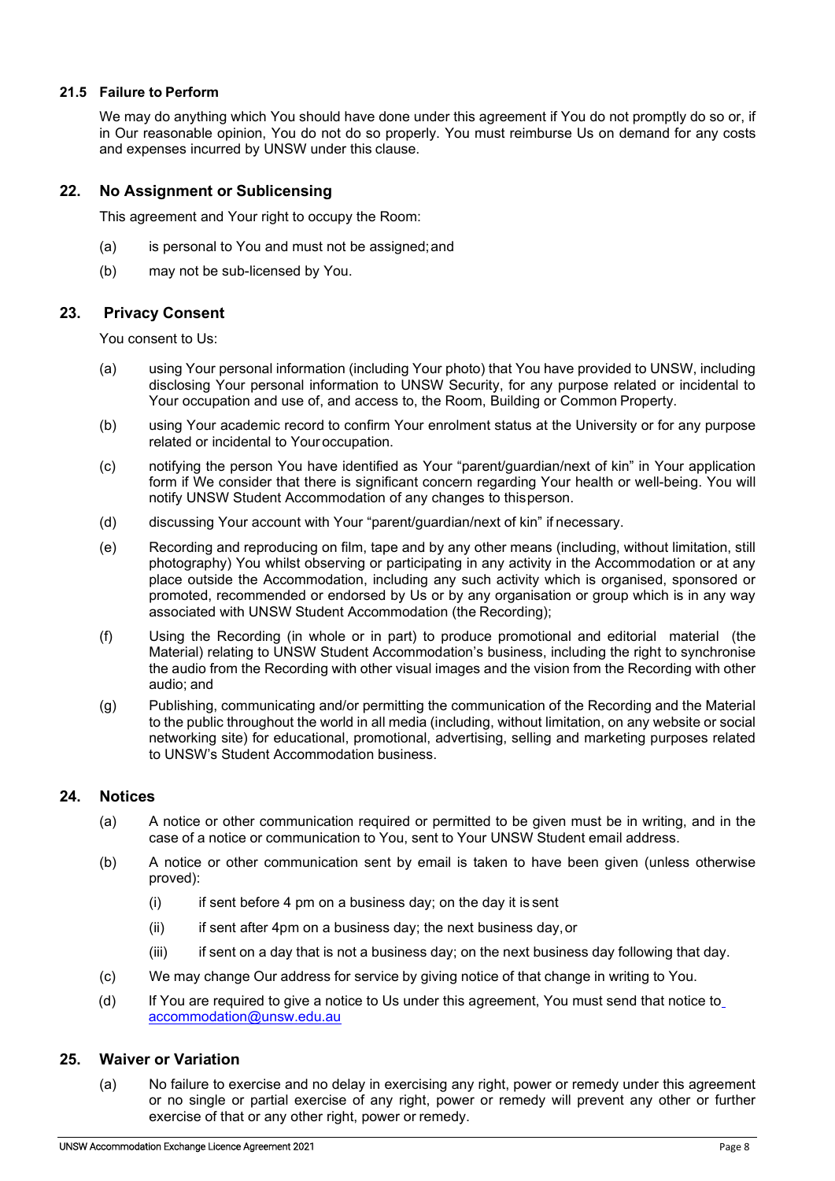### 21.5 Failure to Perform

We may do anything which You should have done under this agreement if You do not promptly do so or, if in Our reasonable opinion, You do not do so properly. You must reimburse Us on demand for any costs and expenses incurred by UNSW under this clause.

## 22. No Assignment or Sublicensing

This agreement and Your right to occupy the Room:

(a) is personal to You and must not be assigned; and

(b) may not be sub-licensed by You.

## 23. Privacy Consent

You consent to Us:

(a) using Your personal information (including Your photo) that You have provided to UNSW, including disclosing Your personal information to UNSW Security, for any purpose related or incidental to Your occupation and use of, and access to, the Room, Building or Common Property.

(b) using Your academic record to confirm Your enrolment status at the University or for any purpose related or incidental to Your occupation.

(c) notifying the person You have identified as Your "parent/guardian/next of kin" in Your application form if We consider that there is significant concern regarding Your health or well-being. You will notify UNSW Student Accommodation of any changes to this person.

(d) discussing Your account with Your "parent/guardian/next of kin" if necessary.

(e) Recording and reproducing on film, tape and by any other means (including, without limitation, still photography) You whilst observing or participating in any activity in the Accommodation or at any place outside the Accommodation, including any such activity which is organised, sponsored or promoted, recommended or endorsed by Us or by any organisation or group which is in any way associated with UNSW Student Accommodation (the Recording);

(f) Using the Recording (in whole or in part) to produce promotional and editorial material (the Material) relating to UNSW Student Accommodation's business, including the right to synchronise the audio from the Recording with other visual images and the vision from the Recording with other audio; and

(g) Publishing, communicating and/or permitting the communication of the Recording and the Material to the public throughout the world in all media (including, without limitation, on any website or social networking site) for educational, promotional, advertising, selling and marketing purposes related to UNSW's Student Accommodation business.

## 24. Notices

(a) A notice or other communication required or permitted to be given must be in writing, and in the case of a notice or communication to You, sent to Your UNSW Student email address.

(b) A notice or other communication sent by email is taken to have been given (unless otherwise proved):

  (i) if sent before 4 pm on a business day; on the day it is sent

  (ii) if sent after 4pm on a business day; the next business day, or

  (iii) if sent on a day that is not a business day; on the next business day following that day.

(c) We may change Our address for service by giving notice of that change in writing to You.

(d) If You are required to give a notice to Us under this agreement, You must send that notice to accommodation@unsw.edu.au

## 25. Waiver or Variation

(a) No failure to exercise and no delay in exercising any right, power or remedy under this agreement or no single or partial exercise of any right, power or remedy will prevent any other or further exercise of that or any other right, power or remedy.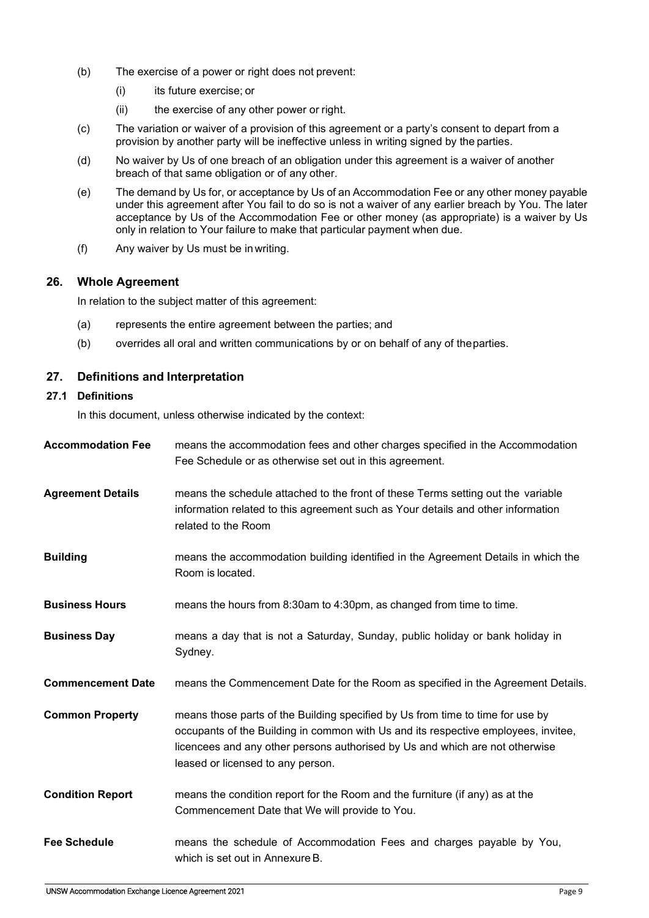(b) The exercise of a power or right does not prevent:

  (i) its future exercise; or

  (ii) the exercise of any other power or right.

(c) The variation or waiver of a provision of this agreement or a party's consent to depart from a provision by another party will be ineffective unless in writing signed by the parties.

(d) No waiver by Us of one breach of an obligation under this agreement is a waiver of another breach of that same obligation or of any other.

(e) The demand by Us for, or acceptance by Us of an Accommodation Fee or any other money payable under this agreement after You fail to do so is not a waiver of any earlier breach by You. The later acceptance by Us of the Accommodation Fee or other money (as appropriate) is a waiver by Us only in relation to Your failure to make that particular payment when due.

(f) Any waiver by Us must be in writing.

## 26. Whole Agreement

In relation to the subject matter of this agreement:

(a) represents the entire agreement between the parties; and

(b) overrides all oral and written communications by or on behalf of any of the parties.

## 27. Definitions and Interpretation

### 27.1 Definitions

In this document, unless otherwise indicated by the context:

**Accommodation Fee** means the accommodation fees and other charges specified in the Accommodation Fee Schedule or as otherwise set out in this agreement.

**Agreement Details** means the schedule attached to the front of these Terms setting out the variable information related to this agreement such as Your details and other information related to the Room

**Building** means the accommodation building identified in the Agreement Details in which the Room is located.

**Business Hours** means the hours from 8:30am to 4:30pm, as changed from time to time.

**Business Day** means a day that is not a Saturday, Sunday, public holiday or bank holiday in Sydney.

**Commencement Date** means the Commencement Date for the Room as specified in the Agreement Details.

**Common Property** means those parts of the Building specified by Us from time to time for use by occupants of the Building in common with Us and its respective employees, invitee, licencees and any other persons authorised by Us and which are not otherwise leased or licensed to any person.

**Condition Report** means the condition report for the Room and the furniture (if any) as at the Commencement Date that We will provide to You.

**Fee Schedule** means the schedule of Accommodation Fees and charges payable by You, which is set out in Annexure B.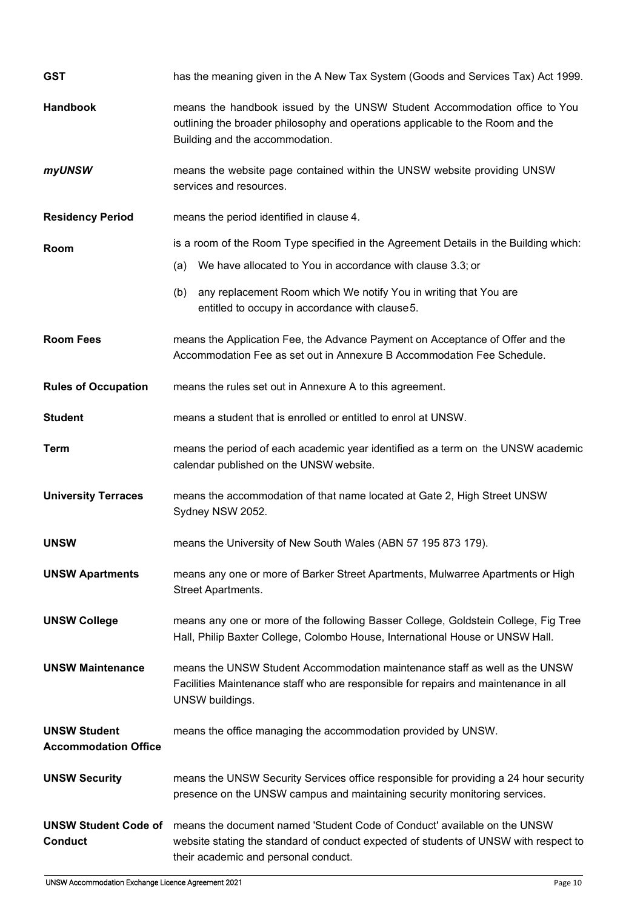| | |
|---|---|
| **GST** | has the meaning given in the A New Tax System (Goods and Services Tax) Act 1999. |
| **Handbook** | means the handbook issued by the UNSW Student Accommodation office to You outlining the broader philosophy and operations applicable to the Room and the Building and the accommodation. |
| ***myUNSW*** | means the website page contained within the UNSW website providing UNSW services and resources. |
| **Residency Period** | means the period identified in clause 4. |
| **Room** | is a room of the Room Type specified in the Agreement Details in the Building which: (a) We have allocated to You in accordance with clause 3.3; or (b) any replacement Room which We notify You in writing that You are entitled to occupy in accordance with clause 5. |
| **Room Fees** | means the Application Fee, the Advance Payment on Acceptance of Offer and the Accommodation Fee as set out in Annexure B Accommodation Fee Schedule. |
| **Rules of Occupation** | means the rules set out in Annexure A to this agreement. |
| **Student** | means a student that is enrolled or entitled to enrol at UNSW. |
| **Term** | means the period of each academic year identified as a term on the UNSW academic calendar published on the UNSW website. |
| **University Terraces** | means the accommodation of that name located at Gate 2, High Street UNSW Sydney NSW 2052. |
| **UNSW** | means the University of New South Wales (ABN 57 195 873 179). |
| **UNSW Apartments** | means any one or more of Barker Street Apartments, Mulwarree Apartments or High Street Apartments. |
| **UNSW College** | means any one or more of the following Basser College, Goldstein College, Fig Tree Hall, Philip Baxter College, Colombo House, International House or UNSW Hall. |
| **UNSW Maintenance** | means the UNSW Student Accommodation maintenance staff as well as the UNSW Facilities Maintenance staff who are responsible for repairs and maintenance in all UNSW buildings. |
| **UNSW Student Accommodation Office** | means the office managing the accommodation provided by UNSW. |
| **UNSW Security** | means the UNSW Security Services office responsible for providing a 24 hour security presence on the UNSW campus and maintaining security monitoring services. |
| **UNSW Student Code of Conduct** | means the document named 'Student Code of Conduct' available on the UNSW website stating the standard of conduct expected of students of UNSW with respect to their academic and personal conduct. |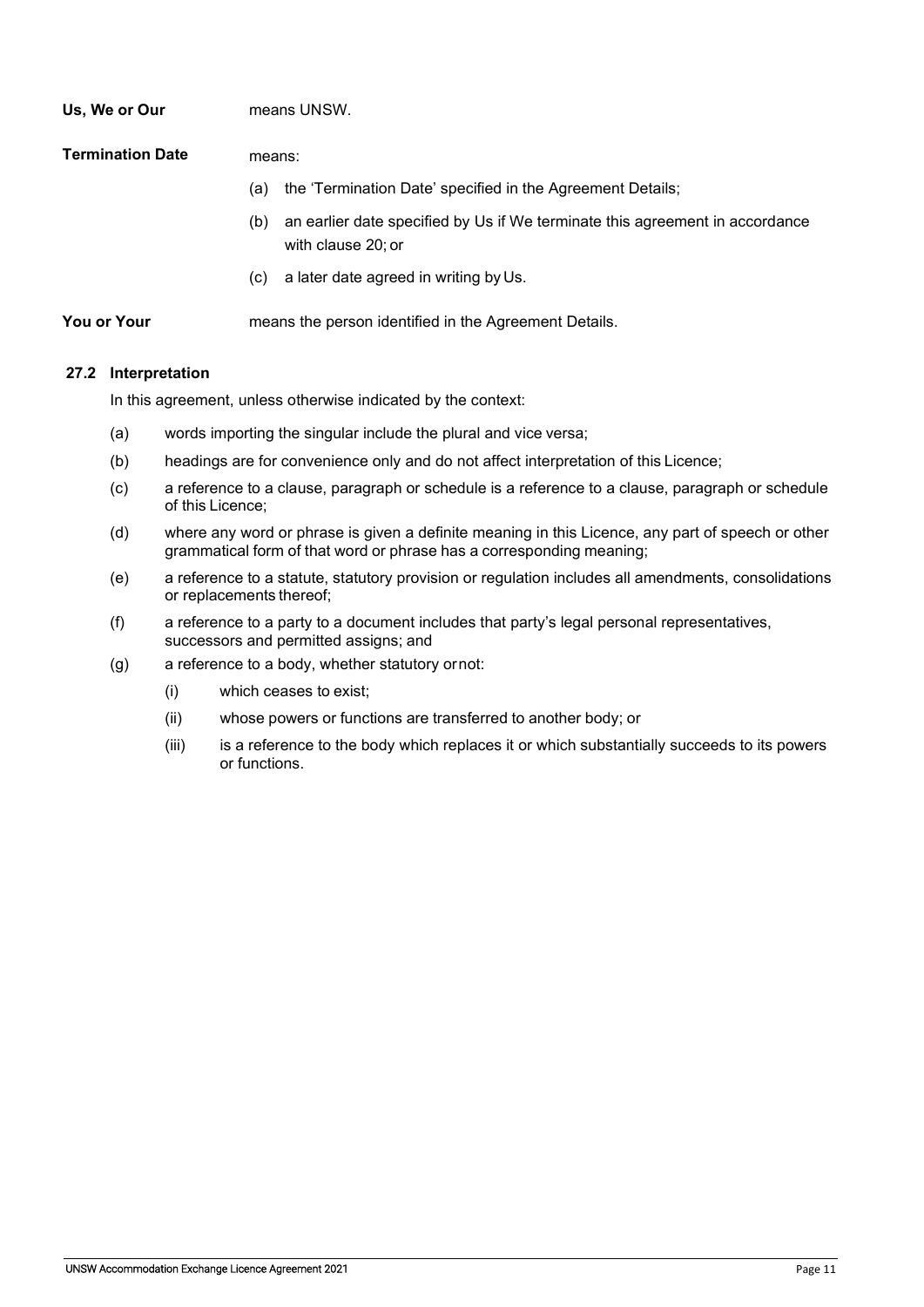**Us, We or Our** means UNSW.

**Termination Date** means:

(a) the 'Termination Date' specified in the Agreement Details;

(b) an earlier date specified by Us if We terminate this agreement in accordance with clause 20; or

(c) a later date agreed in writing by Us.

**You or Your** means the person identified in the Agreement Details.

### 27.2 Interpretation

In this agreement, unless otherwise indicated by the context:

(a) words importing the singular include the plural and vice versa;

(b) headings are for convenience only and do not affect interpretation of this Licence;

(c) a reference to a clause, paragraph or schedule is a reference to a clause, paragraph or schedule of this Licence;

(d) where any word or phrase is given a definite meaning in this Licence, any part of speech or other grammatical form of that word or phrase has a corresponding meaning;

(e) a reference to a statute, statutory provision or regulation includes all amendments, consolidations or replacements thereof;

(f) a reference to a party to a document includes that party's legal personal representatives, successors and permitted assigns; and

(g) a reference to a body, whether statutory or not:

(i) which ceases to exist;

(ii) whose powers or functions are transferred to another body; or

(iii) is a reference to the body which replaces it or which substantially succeeds to its powers or functions.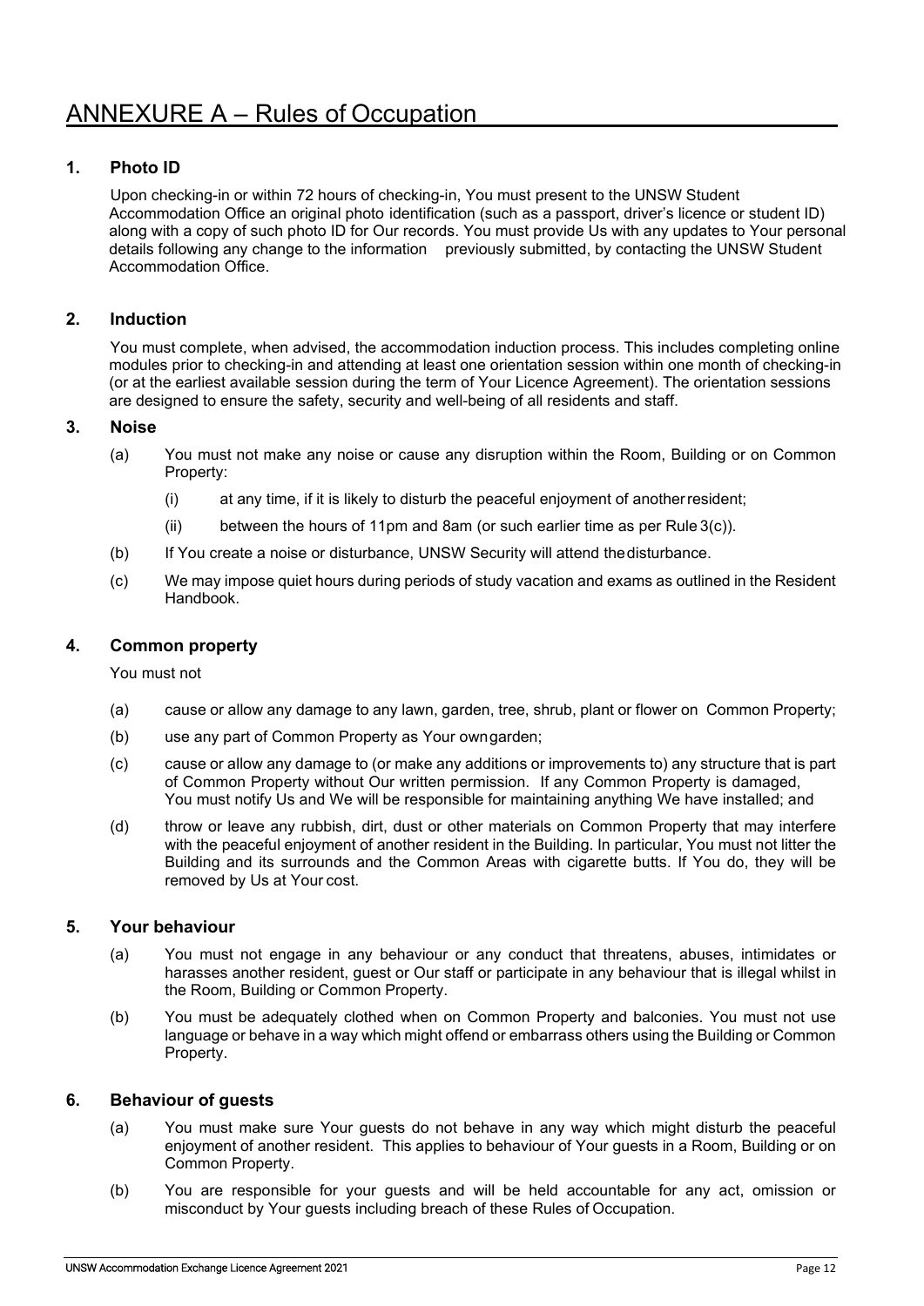# ANNEXURE A – Rules of Occupation

## 1. Photo ID

Upon checking-in or within 72 hours of checking-in, You must present to the UNSW Student Accommodation Office an original photo identification (such as a passport, driver's licence or student ID) along with a copy of such photo ID for Our records. You must provide Us with any updates to Your personal details following any change to the information previously submitted, by contacting the UNSW Student Accommodation Office.

## 2. Induction

You must complete, when advised, the accommodation induction process. This includes completing online modules prior to checking-in and attending at least one orientation session within one month of checking-in (or at the earliest available session during the term of Your Licence Agreement). The orientation sessions are designed to ensure the safety, security and well-being of all residents and staff.

## 3. Noise

(a) You must not make any noise or cause any disruption within the Room, Building or on Common Property:

   (i) at any time, if it is likely to disturb the peaceful enjoyment of another resident;

   (ii) between the hours of 11pm and 8am (or such earlier time as per Rule 3(c)).

(b) If You create a noise or disturbance, UNSW Security will attend the disturbance.

(c) We may impose quiet hours during periods of study vacation and exams as outlined in the Resident Handbook.

## 4. Common property

You must not

(a) cause or allow any damage to any lawn, garden, tree, shrub, plant or flower on Common Property;

(b) use any part of Common Property as Your own garden;

(c) cause or allow any damage to (or make any additions or improvements to) any structure that is part of Common Property without Our written permission. If any Common Property is damaged, You must notify Us and We will be responsible for maintaining anything We have installed; and

(d) throw or leave any rubbish, dirt, dust or other materials on Common Property that may interfere with the peaceful enjoyment of another resident in the Building. In particular, You must not litter the Building and its surrounds and the Common Areas with cigarette butts. If You do, they will be removed by Us at Your cost.

## 5. Your behaviour

(a) You must not engage in any behaviour or any conduct that threatens, abuses, intimidates or harasses another resident, guest or Our staff or participate in any behaviour that is illegal whilst in the Room, Building or Common Property.

(b) You must be adequately clothed when on Common Property and balconies. You must not use language or behave in a way which might offend or embarrass others using the Building or Common Property.

## 6. Behaviour of guests

(a) You must make sure Your guests do not behave in any way which might disturb the peaceful enjoyment of another resident. This applies to behaviour of Your guests in a Room, Building or on Common Property.

(b) You are responsible for your guests and will be held accountable for any act, omission or misconduct by Your guests including breach of these Rules of Occupation.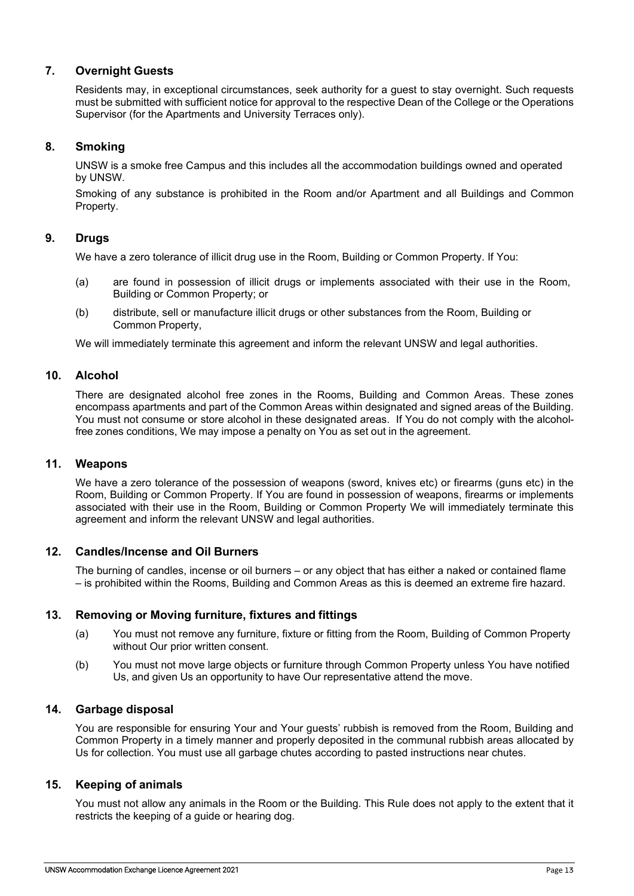## 7. Overnight Guests

Residents may, in exceptional circumstances, seek authority for a guest to stay overnight. Such requests must be submitted with sufficient notice for approval to the respective Dean of the College or the Operations Supervisor (for the Apartments and University Terraces only).

## 8. Smoking

UNSW is a smoke free Campus and this includes all the accommodation buildings owned and operated by UNSW.

Smoking of any substance is prohibited in the Room and/or Apartment and all Buildings and Common Property.

## 9. Drugs

We have a zero tolerance of illicit drug use in the Room, Building or Common Property. If You:

(a) are found in possession of illicit drugs or implements associated with their use in the Room, Building or Common Property; or

(b) distribute, sell or manufacture illicit drugs or other substances from the Room, Building or Common Property,

We will immediately terminate this agreement and inform the relevant UNSW and legal authorities.

## 10. Alcohol

There are designated alcohol free zones in the Rooms, Building and Common Areas. These zones encompass apartments and part of the Common Areas within designated and signed areas of the Building. You must not consume or store alcohol in these designated areas. If You do not comply with the alcohol-free zones conditions, We may impose a penalty on You as set out in the agreement.

## 11. Weapons

We have a zero tolerance of the possession of weapons (sword, knives etc) or firearms (guns etc) in the Room, Building or Common Property. If You are found in possession of weapons, firearms or implements associated with their use in the Room, Building or Common Property We will immediately terminate this agreement and inform the relevant UNSW and legal authorities.

## 12. Candles/Incense and Oil Burners

The burning of candles, incense or oil burners – or any object that has either a naked or contained flame – is prohibited within the Rooms, Building and Common Areas as this is deemed an extreme fire hazard.

## 13. Removing or Moving furniture, fixtures and fittings

(a) You must not remove any furniture, fixture or fitting from the Room, Building of Common Property without Our prior written consent.

(b) You must not move large objects or furniture through Common Property unless You have notified Us, and given Us an opportunity to have Our representative attend the move.

## 14. Garbage disposal

You are responsible for ensuring Your and Your guests' rubbish is removed from the Room, Building and Common Property in a timely manner and properly deposited in the communal rubbish areas allocated by Us for collection. You must use all garbage chutes according to pasted instructions near chutes.

## 15. Keeping of animals

You must not allow any animals in the Room or the Building. This Rule does not apply to the extent that it restricts the keeping of a guide or hearing dog.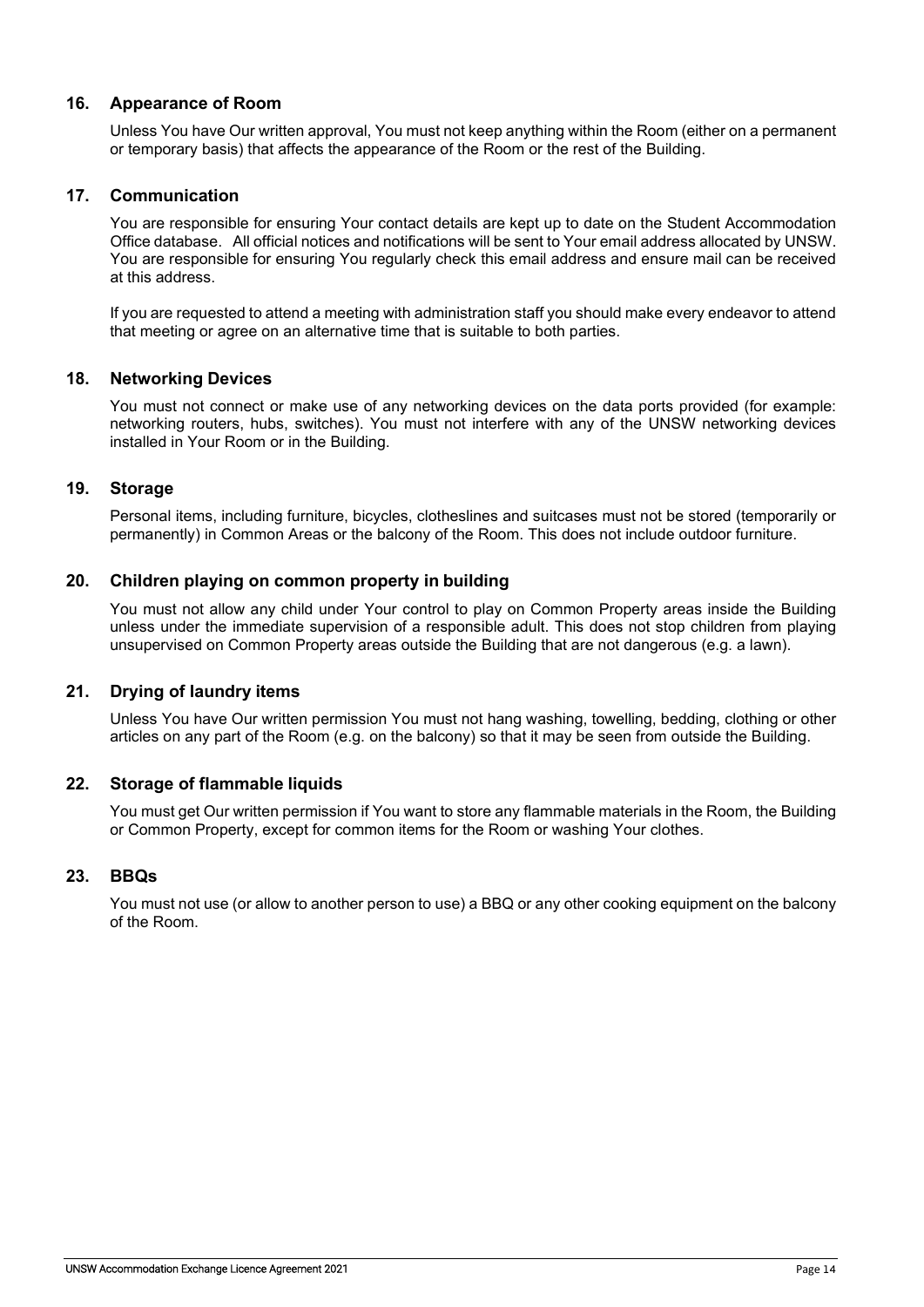## 16. Appearance of Room

Unless You have Our written approval, You must not keep anything within the Room (either on a permanent or temporary basis) that affects the appearance of the Room or the rest of the Building.

## 17. Communication

You are responsible for ensuring Your contact details are kept up to date on the Student Accommodation Office database. All official notices and notifications will be sent to Your email address allocated by UNSW. You are responsible for ensuring You regularly check this email address and ensure mail can be received at this address.

If you are requested to attend a meeting with administration staff you should make every endeavor to attend that meeting or agree on an alternative time that is suitable to both parties.

## 18. Networking Devices

You must not connect or make use of any networking devices on the data ports provided (for example: networking routers, hubs, switches). You must not interfere with any of the UNSW networking devices installed in Your Room or in the Building.

## 19. Storage

Personal items, including furniture, bicycles, clotheslines and suitcases must not be stored (temporarily or permanently) in Common Areas or the balcony of the Room. This does not include outdoor furniture.

## 20. Children playing on common property in building

You must not allow any child under Your control to play on Common Property areas inside the Building unless under the immediate supervision of a responsible adult. This does not stop children from playing unsupervised on Common Property areas outside the Building that are not dangerous (e.g. a lawn).

## 21. Drying of laundry items

Unless You have Our written permission You must not hang washing, towelling, bedding, clothing or other articles on any part of the Room (e.g. on the balcony) so that it may be seen from outside the Building.

## 22. Storage of flammable liquids

You must get Our written permission if You want to store any flammable materials in the Room, the Building or Common Property, except for common items for the Room or washing Your clothes.

## 23. BBQs

You must not use (or allow to another person to use) a BBQ or any other cooking equipment on the balcony of the Room.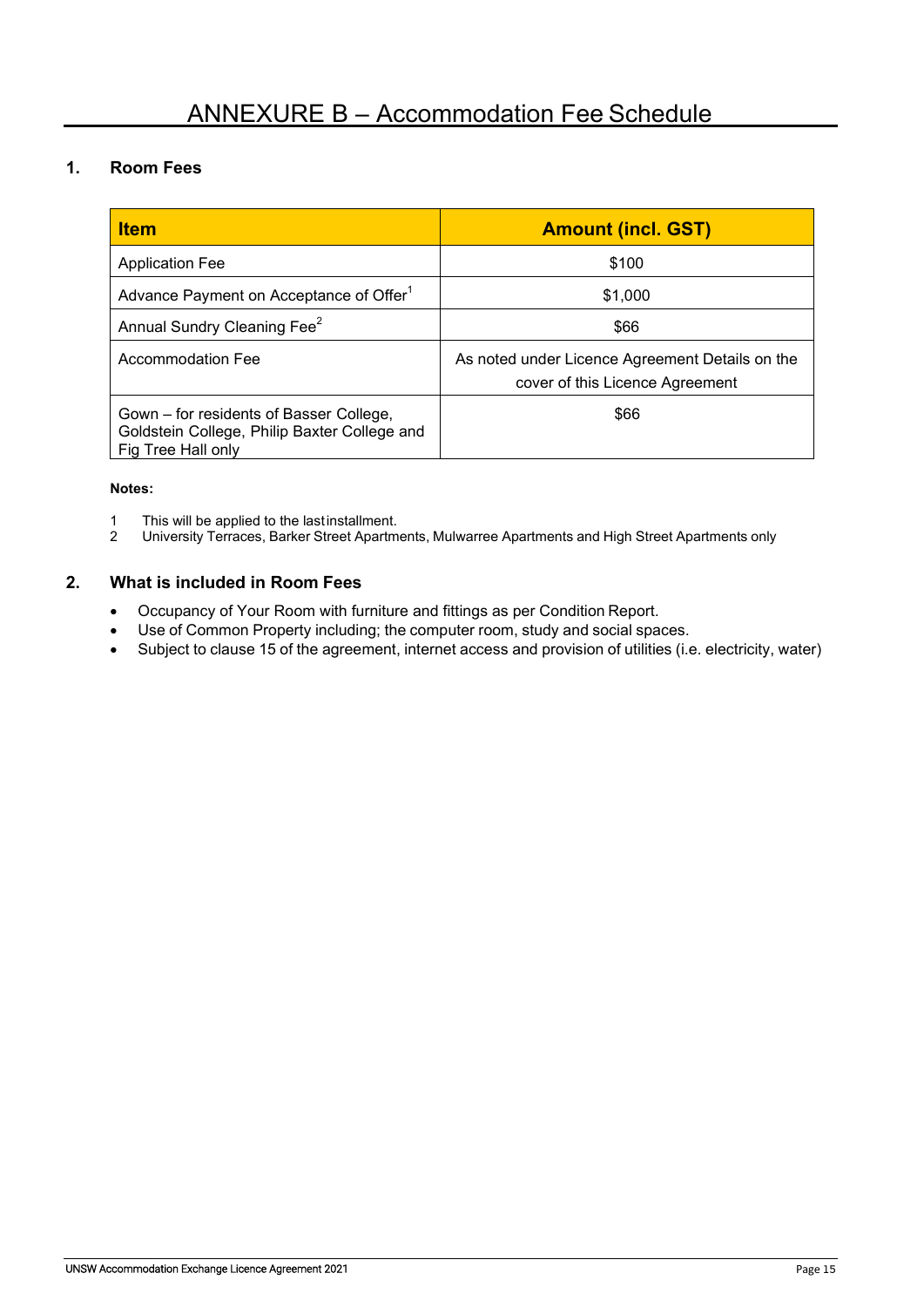# ANNEXURE B – Accommodation Fee Schedule

## 1. Room Fees

| Item | Amount (incl. GST) |
| --- | --- |
| Application Fee | $100 |
| Advance Payment on Acceptance of Offer[1] | $1,000 |
| Annual Sundry Cleaning Fee[2] | $66 |
| Accommodation Fee | As noted under Licence Agreement Details on the cover of this Licence Agreement |
| Gown – for residents of Basser College, Goldstein College, Philip Baxter College and Fig Tree Hall only | $66 |

**Notes:**

1 This will be applied to the last installment.
2 University Terraces, Barker Street Apartments, Mulwarree Apartments and High Street Apartments only

## 2. What is included in Room Fees

- Occupancy of Your Room with furniture and fittings as per Condition Report.
- Use of Common Property including; the computer room, study and social spaces.
- Subject to clause 15 of the agreement, internet access and provision of utilities (i.e. electricity, water)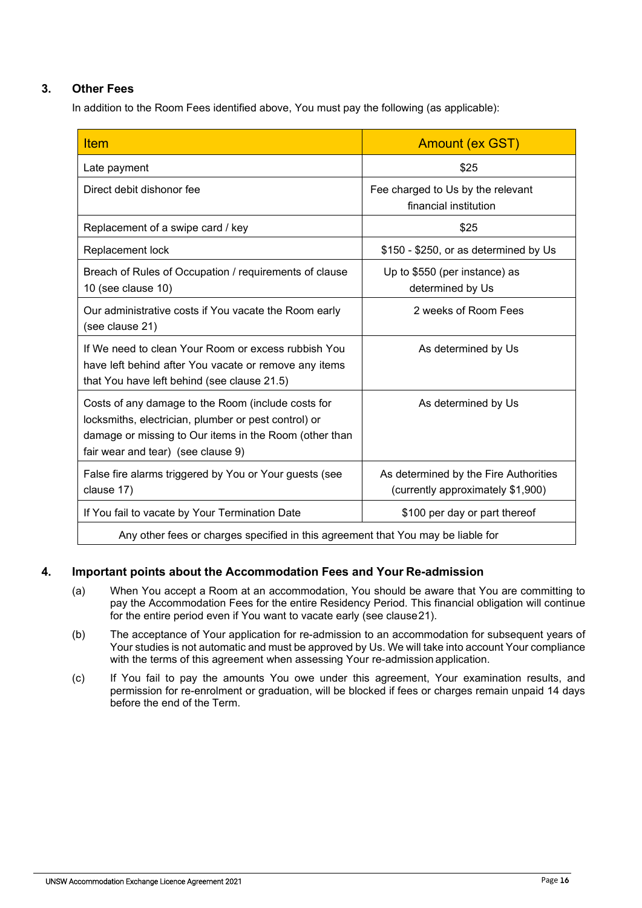## 3. Other Fees

In addition to the Room Fees identified above, You must pay the following (as applicable):

| Item | Amount (ex GST) |
|---|---|
| Late payment | $25 |
| Direct debit dishonor fee | Fee charged to Us by the relevant financial institution |
| Replacement of a swipe card / key | $25 |
| Replacement lock | $150 - $250, or as determined by Us |
| Breach of Rules of Occupation / requirements of clause 10 (see clause 10) | Up to $550 (per instance) as determined by Us |
| Our administrative costs if You vacate the Room early (see clause 21) | 2 weeks of Room Fees |
| If We need to clean Your Room or excess rubbish You have left behind after You vacate or remove any items that You have left behind (see clause 21.5) | As determined by Us |
| Costs of any damage to the Room (include costs for locksmiths, electrician, plumber or pest control) or damage or missing to Our items in the Room (other than fair wear and tear) (see clause 9) | As determined by Us |
| False fire alarms triggered by You or Your guests (see clause 17) | As determined by the Fire Authorities (currently approximately $1,900) |
| If You fail to vacate by Your Termination Date | $100 per day or part thereof |
| Any other fees or charges specified in this agreement that You may be liable for | |

## 4. Important points about the Accommodation Fees and Your Re-admission

(a) When You accept a Room at an accommodation, You should be aware that You are committing to pay the Accommodation Fees for the entire Residency Period. This financial obligation will continue for the entire period even if You want to vacate early (see clause 21).

(b) The acceptance of Your application for re-admission to an accommodation for subsequent years of Your studies is not automatic and must be approved by Us. We will take into account Your compliance with the terms of this agreement when assessing Your re-admission application.

(c) If You fail to pay the amounts You owe under this agreement, Your examination results, and permission for re-enrolment or graduation, will be blocked if fees or charges remain unpaid 14 days before the end of the Term.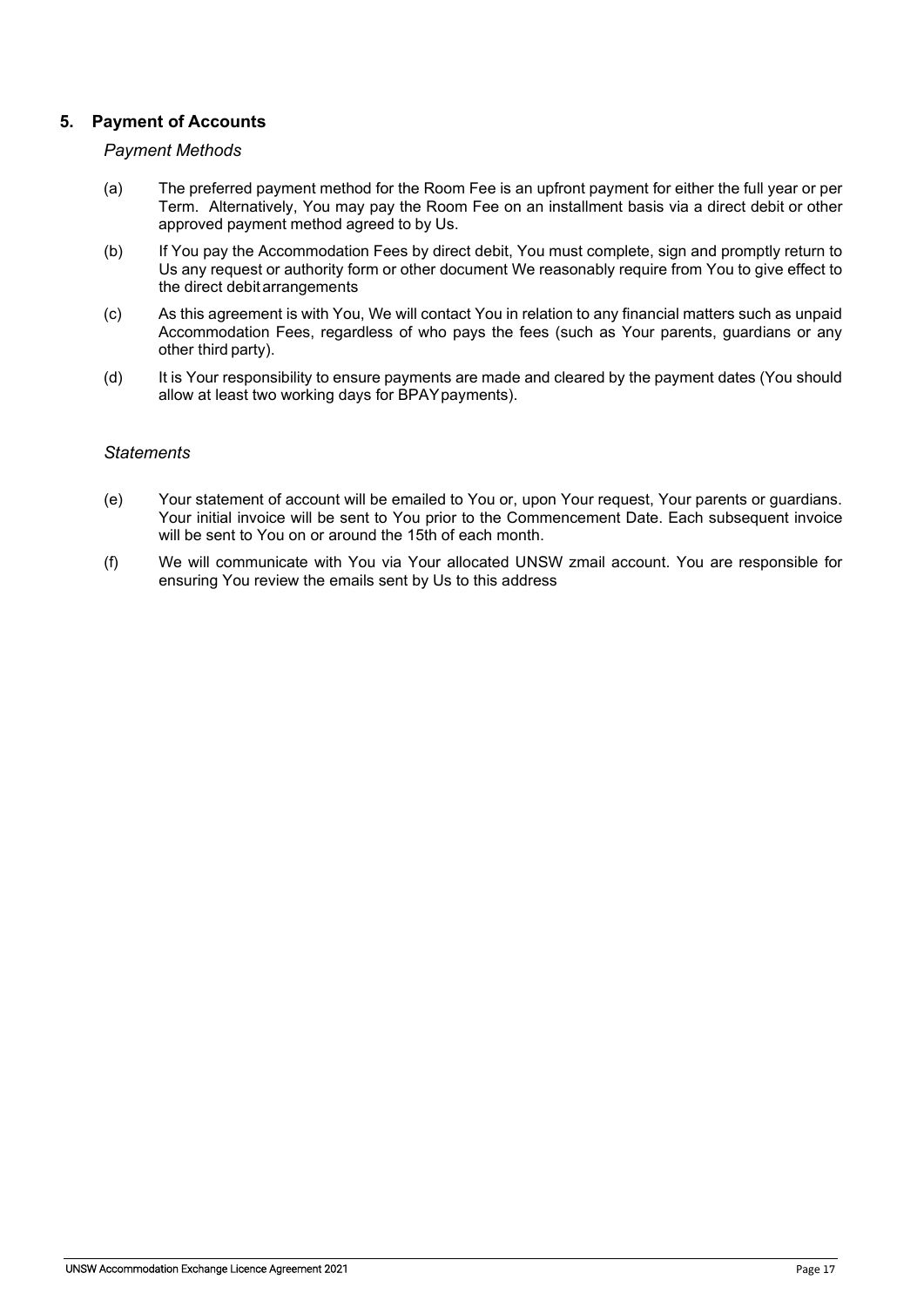## 5. Payment of Accounts

### *Payment Methods*

(a) The preferred payment method for the Room Fee is an upfront payment for either the full year or per Term. Alternatively, You may pay the Room Fee on an installment basis via a direct debit or other approved payment method agreed to by Us.

(b) If You pay the Accommodation Fees by direct debit, You must complete, sign and promptly return to Us any request or authority form or other document We reasonably require from You to give effect to the direct debit arrangements

(c) As this agreement is with You, We will contact You in relation to any financial matters such as unpaid Accommodation Fees, regardless of who pays the fees (such as Your parents, guardians or any other third party).

(d) It is Your responsibility to ensure payments are made and cleared by the payment dates (You should allow at least two working days for BPAY payments).

### *Statements*

(e) Your statement of account will be emailed to You or, upon Your request, Your parents or guardians. Your initial invoice will be sent to You prior to the Commencement Date. Each subsequent invoice will be sent to You on or around the 15th of each month.

(f) We will communicate with You via Your allocated UNSW zmail account. You are responsible for ensuring You review the emails sent by Us to this address